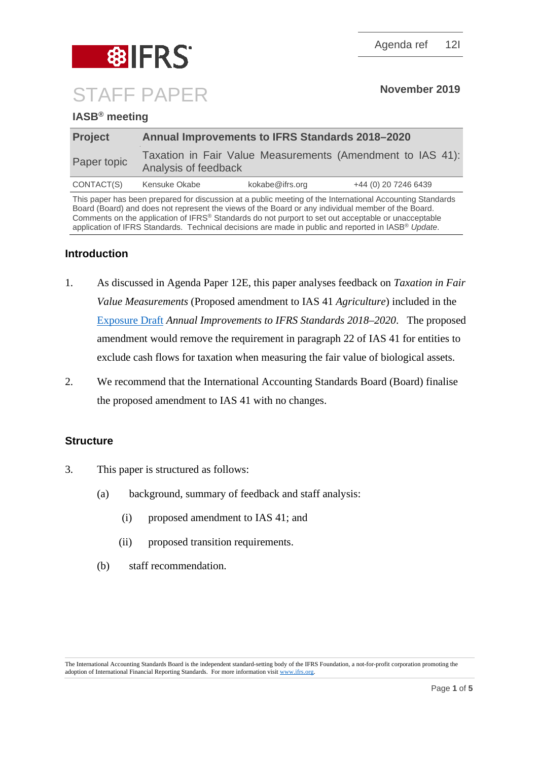Agenda ref 12I

# STAFF PAPER

**November 2019**

## IASB® meeting

| **Project** | **Annual Improvements to IFRS Standards 2018–2020** | | |
|---|---|---|---|
| Paper topic | Taxation in Fair Value Measurements (Amendment to IAS 41): Analysis of feedback | | |
| CONTACT(S) | Kensuke Okabe | kokabe@ifrs.org | +44 (0) 20 7246 6439 |

This paper has been prepared for discussion at a public meeting of the International Accounting Standards Board (Board) and does not represent the views of the Board or any individual member of the Board. Comments on the application of IFRS® Standards do not purport to set out acceptable or unacceptable application of IFRS Standards. Technical decisions are made in public and reported in IASB® *Update*.

## Introduction

1. As discussed in Agenda Paper 12E, this paper analyses feedback on *Taxation in Fair Value Measurements* (Proposed amendment to IAS 41 *Agriculture*) included in the Exposure Draft *Annual Improvements to IFRS Standards 2018–2020*. The proposed amendment would remove the requirement in paragraph 22 of IAS 41 for entities to exclude cash flows for taxation when measuring the fair value of biological assets.

2. We recommend that the International Accounting Standards Board (Board) finalise the proposed amendment to IAS 41 with no changes.

## Structure

3. This paper is structured as follows:
   (a) background, summary of feedback and staff analysis:
      (i) proposed amendment to IAS 41; and
      (ii) proposed transition requirements.
   (b) staff recommendation.

The International Accounting Standards Board is the independent standard-setting body of the IFRS Foundation, a not-for-profit corporation promoting the adoption of International Financial Reporting Standards. For more information visit www.ifrs.org.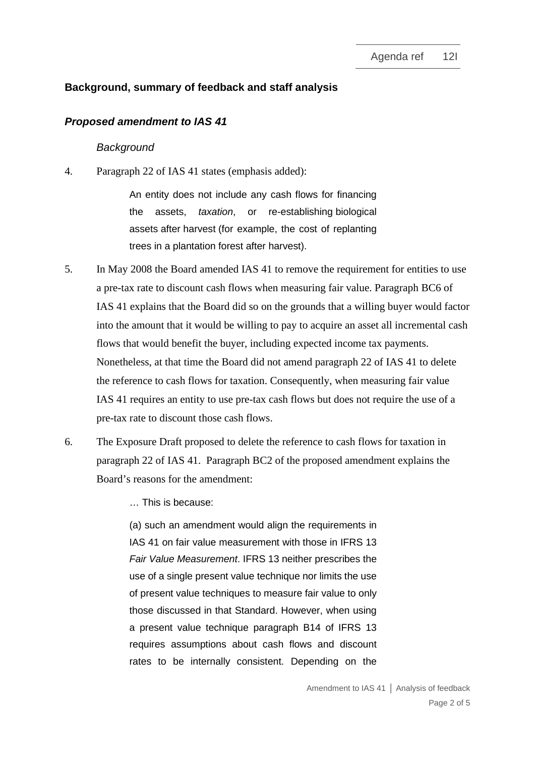## Background, summary of feedback and staff analysis

### *Proposed amendment to IAS 41*

#### *Background*

4. Paragraph 22 of IAS 41 states (emphasis added):

> An entity does not include any cash flows for financing the assets, *taxation*, or re-establishing biological assets after harvest (for example, the cost of replanting trees in a plantation forest after harvest).

5. In May 2008 the Board amended IAS 41 to remove the requirement for entities to use a pre-tax rate to discount cash flows when measuring fair value. Paragraph BC6 of IAS 41 explains that the Board did so on the grounds that a willing buyer would factor into the amount that it would be willing to pay to acquire an asset all incremental cash flows that would benefit the buyer, including expected income tax payments. Nonetheless, at that time the Board did not amend paragraph 22 of IAS 41 to delete the reference to cash flows for taxation. Consequently, when measuring fair value IAS 41 requires an entity to use pre-tax cash flows but does not require the use of a pre-tax rate to discount those cash flows.

6. The Exposure Draft proposed to delete the reference to cash flows for taxation in paragraph 22 of IAS 41. Paragraph BC2 of the proposed amendment explains the Board's reasons for the amendment:

> … This is because:
>
> (a) such an amendment would align the requirements in IAS 41 on fair value measurement with those in IFRS 13 *Fair Value Measurement*. IFRS 13 neither prescribes the use of a single present value technique nor limits the use of present value techniques to measure fair value to only those discussed in that Standard. However, when using a present value technique paragraph B14 of IFRS 13 requires assumptions about cash flows and discount rates to be internally consistent. Depending on the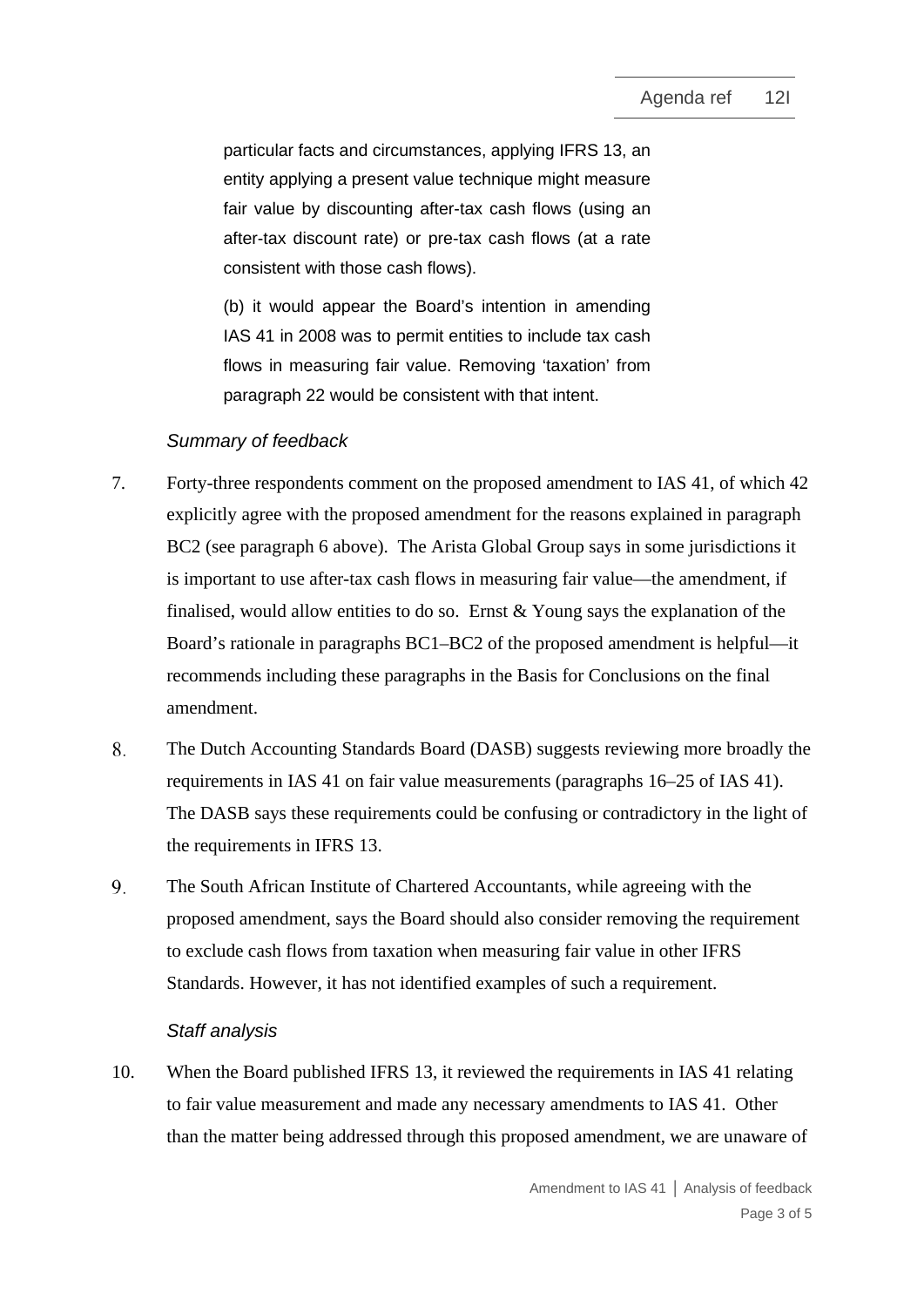particular facts and circumstances, applying IFRS 13, an entity applying a present value technique might measure fair value by discounting after-tax cash flows (using an after-tax discount rate) or pre-tax cash flows (at a rate consistent with those cash flows).

(b) it would appear the Board's intention in amending IAS 41 in 2008 was to permit entities to include tax cash flows in measuring fair value. Removing 'taxation' from paragraph 22 would be consistent with that intent.

*Summary of feedback*

7. Forty-three respondents comment on the proposed amendment to IAS 41, of which 42 explicitly agree with the proposed amendment for the reasons explained in paragraph BC2 (see paragraph 6 above). The Arista Global Group says in some jurisdictions it is important to use after-tax cash flows in measuring fair value—the amendment, if finalised, would allow entities to do so. Ernst & Young says the explanation of the Board's rationale in paragraphs BC1–BC2 of the proposed amendment is helpful—it recommends including these paragraphs in the Basis for Conclusions on the final amendment.

8. The Dutch Accounting Standards Board (DASB) suggests reviewing more broadly the requirements in IAS 41 on fair value measurements (paragraphs 16–25 of IAS 41). The DASB says these requirements could be confusing or contradictory in the light of the requirements in IFRS 13.

9. The South African Institute of Chartered Accountants, while agreeing with the proposed amendment, says the Board should also consider removing the requirement to exclude cash flows from taxation when measuring fair value in other IFRS Standards. However, it has not identified examples of such a requirement.

*Staff analysis*

10. When the Board published IFRS 13, it reviewed the requirements in IAS 41 relating to fair value measurement and made any necessary amendments to IAS 41. Other than the matter being addressed through this proposed amendment, we are unaware of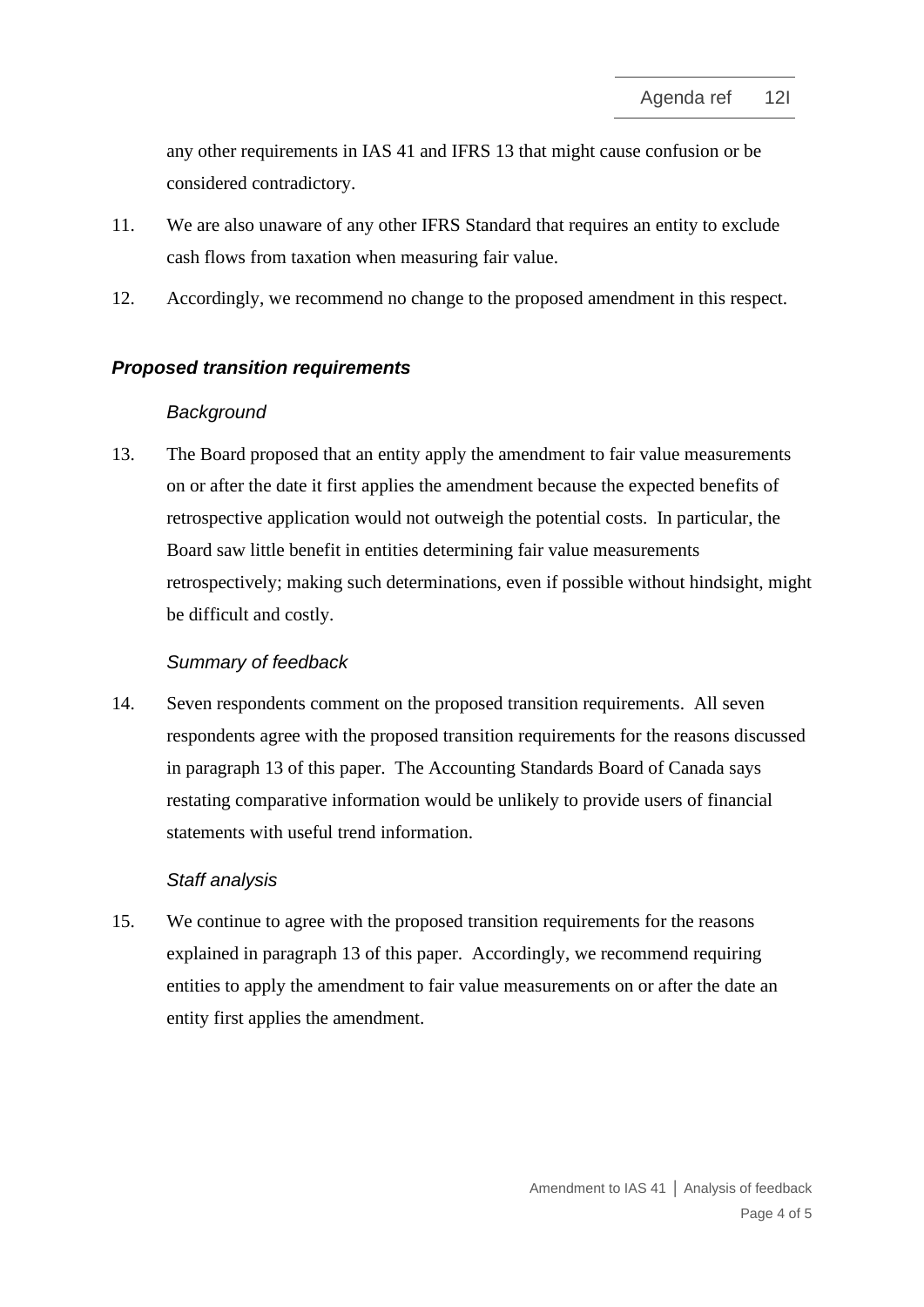any other requirements in IAS 41 and IFRS 13 that might cause confusion or be considered contradictory.

11. We are also unaware of any other IFRS Standard that requires an entity to exclude cash flows from taxation when measuring fair value.

12. Accordingly, we recommend no change to the proposed amendment in this respect.

### ***Proposed transition requirements***

#### *Background*

13. The Board proposed that an entity apply the amendment to fair value measurements on or after the date it first applies the amendment because the expected benefits of retrospective application would not outweigh the potential costs. In particular, the Board saw little benefit in entities determining fair value measurements retrospectively; making such determinations, even if possible without hindsight, might be difficult and costly.

#### *Summary of feedback*

14. Seven respondents comment on the proposed transition requirements. All seven respondents agree with the proposed transition requirements for the reasons discussed in paragraph 13 of this paper. The Accounting Standards Board of Canada says restating comparative information would be unlikely to provide users of financial statements with useful trend information.

#### *Staff analysis*

15. We continue to agree with the proposed transition requirements for the reasons explained in paragraph 13 of this paper. Accordingly, we recommend requiring entities to apply the amendment to fair value measurements on or after the date an entity first applies the amendment.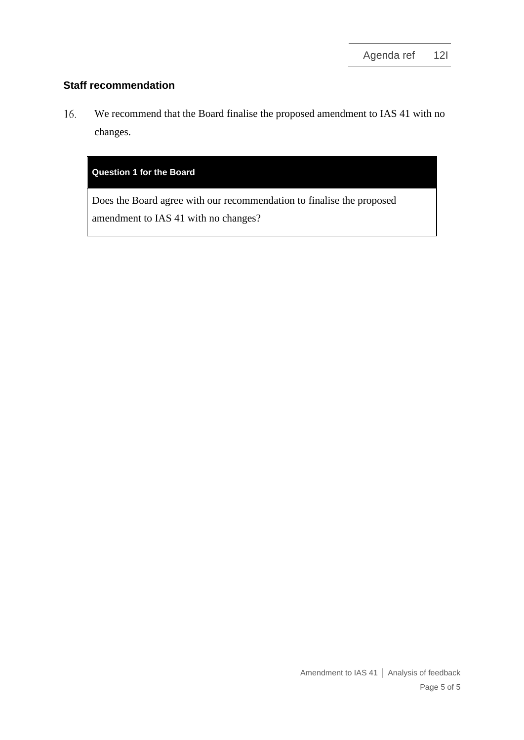## Staff recommendation

16. We recommend that the Board finalise the proposed amendment to IAS 41 with no changes.

| **Question 1 for the Board** |
| --- |
| Does the Board agree with our recommendation to finalise the proposed amendment to IAS 41 with no changes? |